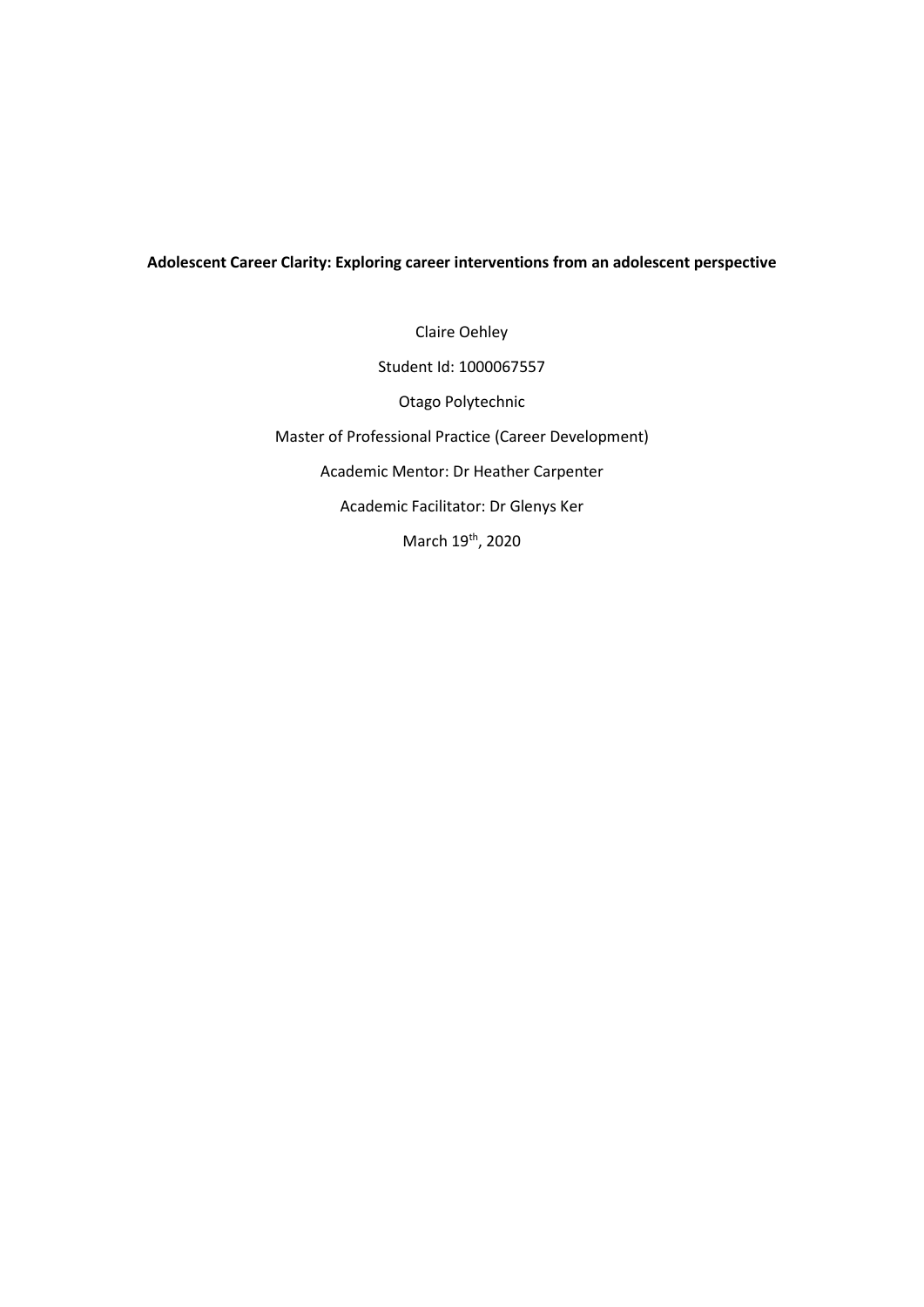**Adolescent Career Clarity: Exploring career interventions from an adolescent perspective**

Claire Oehley

Student Id: 1000067557

Otago Polytechnic

Master of Professional Practice (Career Development)

Academic Mentor: Dr Heather Carpenter

Academic Facilitator: Dr Glenys Ker

March 19th, 2020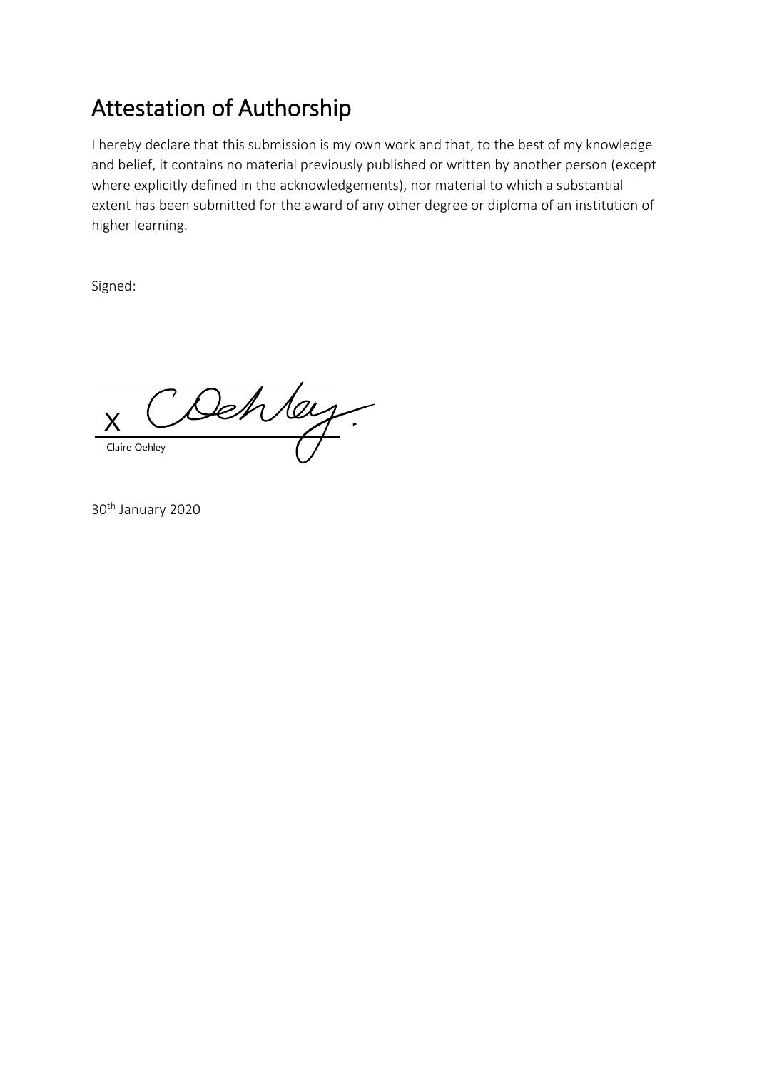# Attestation of Authorship

I hereby declare that this submission is my own work and that, to the best of my knowledge and belief, it contains no material previously published or written by another person (except where explicitly defined in the acknowledgements), nor material to which a substantial extent has been submitted for the award of any other degree or diploma of an institution of higher learning.

Signed:

X

Claire Oehley

30th January 2020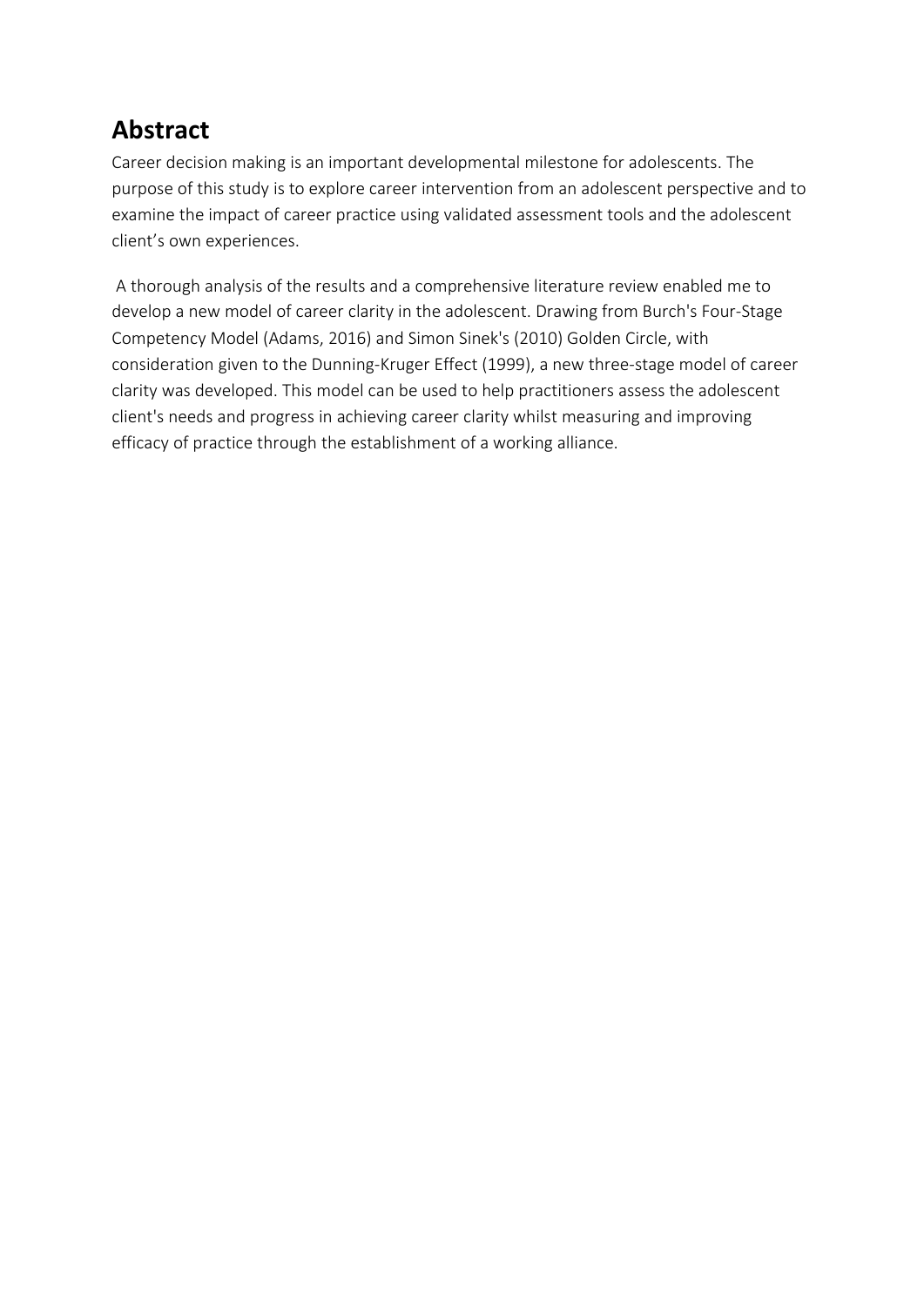## Abstract

Career decision making is an important developmental milestone for adolescents. The purpose of this study is to explore career intervention from an adolescent perspective and to examine the impact of career practice using validated assessment tools and the adolescent client's own experiences.

A thorough analysis of the results and a comprehensive literature review enabled me to develop a new model of career clarity in the adolescent. Drawing from Burch's Four-Stage Competency Model (Adams, 2016) and Simon Sinek's (2010) Golden Circle, with consideration given to the Dunning-Kruger Effect (1999), a new three-stage model of career clarity was developed. This model can be used to help practitioners assess the adolescent client's needs and progress in achieving career clarity whilst measuring and improving efficacy of practice through the establishment of a working alliance.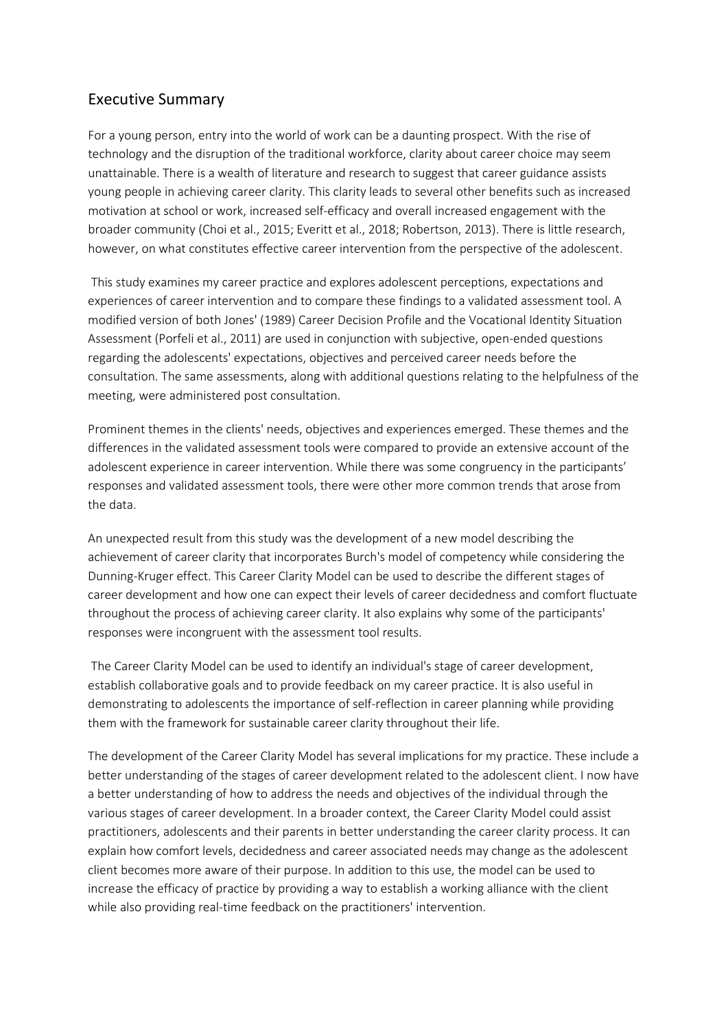## Executive Summary

For a young person, entry into the world of work can be a daunting prospect. With the rise of technology and the disruption of the traditional workforce, clarity about career choice may seem unattainable. There is a wealth of literature and research to suggest that career guidance assists young people in achieving career clarity. This clarity leads to several other benefits such as increased motivation at school or work, increased self-efficacy and overall increased engagement with the broader community (Choi et al., 2015; Everitt et al., 2018; Robertson, 2013). There is little research, however, on what constitutes effective career intervention from the perspective of the adolescent.

This study examines my career practice and explores adolescent perceptions, expectations and experiences of career intervention and to compare these findings to a validated assessment tool. A modified version of both Jones' (1989) Career Decision Profile and the Vocational Identity Situation Assessment (Porfeli et al., 2011) are used in conjunction with subjective, open-ended questions regarding the adolescents' expectations, objectives and perceived career needs before the consultation. The same assessments, along with additional questions relating to the helpfulness of the meeting, were administered post consultation.

Prominent themes in the clients' needs, objectives and experiences emerged. These themes and the differences in the validated assessment tools were compared to provide an extensive account of the adolescent experience in career intervention. While there was some congruency in the participants' responses and validated assessment tools, there were other more common trends that arose from the data.

An unexpected result from this study was the development of a new model describing the achievement of career clarity that incorporates Burch's model of competency while considering the Dunning-Kruger effect. This Career Clarity Model can be used to describe the different stages of career development and how one can expect their levels of career decidedness and comfort fluctuate throughout the process of achieving career clarity. It also explains why some of the participants' responses were incongruent with the assessment tool results.

The Career Clarity Model can be used to identify an individual's stage of career development, establish collaborative goals and to provide feedback on my career practice. It is also useful in demonstrating to adolescents the importance of self-reflection in career planning while providing them with the framework for sustainable career clarity throughout their life.

The development of the Career Clarity Model has several implications for my practice. These include a better understanding of the stages of career development related to the adolescent client. I now have a better understanding of how to address the needs and objectives of the individual through the various stages of career development. In a broader context, the Career Clarity Model could assist practitioners, adolescents and their parents in better understanding the career clarity process. It can explain how comfort levels, decidedness and career associated needs may change as the adolescent client becomes more aware of their purpose. In addition to this use, the model can be used to increase the efficacy of practice by providing a way to establish a working alliance with the client while also providing real-time feedback on the practitioners' intervention.